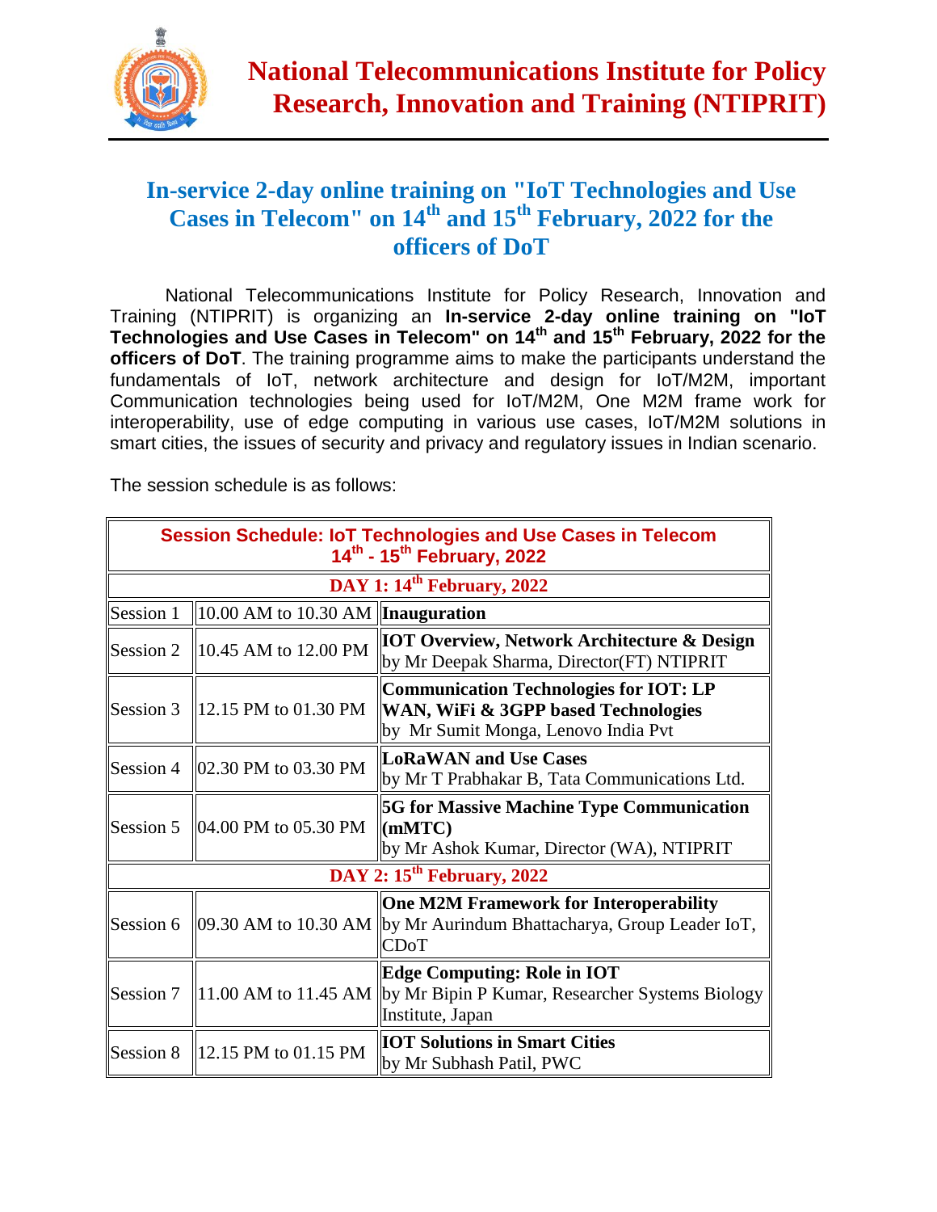# National Telecommunications Institute for Policy Research, Innovation and Training (NTIPRIT)

## In-service 2-day online training on "IoT Technologies and Use Cases in Telecom" on 14th and 15th February, 2022 for the officers of DoT

National Telecommunications Institute for Policy Research, Innovation and Training (NTIPRIT) is organizing an **In-service 2-day online training on "IoT Technologies and Use Cases in Telecom" on 14th and 15th February, 2022 for the officers of DoT**. The training programme aims to make the participants understand the fundamentals of IoT, network architecture and design for IoT/M2M, important Communication technologies being used for IoT/M2M, One M2M frame work for interoperability, use of edge computing in various use cases, IoT/M2M solutions in smart cities, the issues of security and privacy and regulatory issues in Indian scenario.

The session schedule is as follows:

| **Session Schedule: IoT Technologies and Use Cases in Telecom 14th - 15th February, 2022** | | |
|---|---|---|
| **DAY 1: 14th February, 2022** | | |
| Session 1 | 10.00 AM to 10.30 AM | **Inauguration** |
| Session 2 | 10.45 AM to 12.00 PM | **IOT Overview, Network Architecture & Design** by Mr Deepak Sharma, Director(FT) NTIPRIT |
| Session 3 | 12.15 PM to 01.30 PM | **Communication Technologies for IOT: LP WAN, WiFi & 3GPP based Technologies** by Mr Sumit Monga, Lenovo India Pvt |
| Session 4 | 02.30 PM to 03.30 PM | **LoRaWAN and Use Cases** by Mr T Prabhakar B, Tata Communications Ltd. |
| Session 5 | 04.00 PM to 05.30 PM | **5G for Massive Machine Type Communication (mMTC)** by Mr Ashok Kumar, Director (WA), NTIPRIT |
| **DAY 2: 15th February, 2022** | | |
| Session 6 | 09.30 AM to 10.30 AM | **One M2M Framework for Interoperability** by Mr Aurindum Bhattacharya, Group Leader IoT, CDoT |
| Session 7 | 11.00 AM to 11.45 AM | **Edge Computing: Role in IOT** by Mr Bipin P Kumar, Researcher Systems Biology Institute, Japan |
| Session 8 | 12.15 PM to 01.15 PM | **IOT Solutions in Smart Cities** by Mr Subhash Patil, PWC |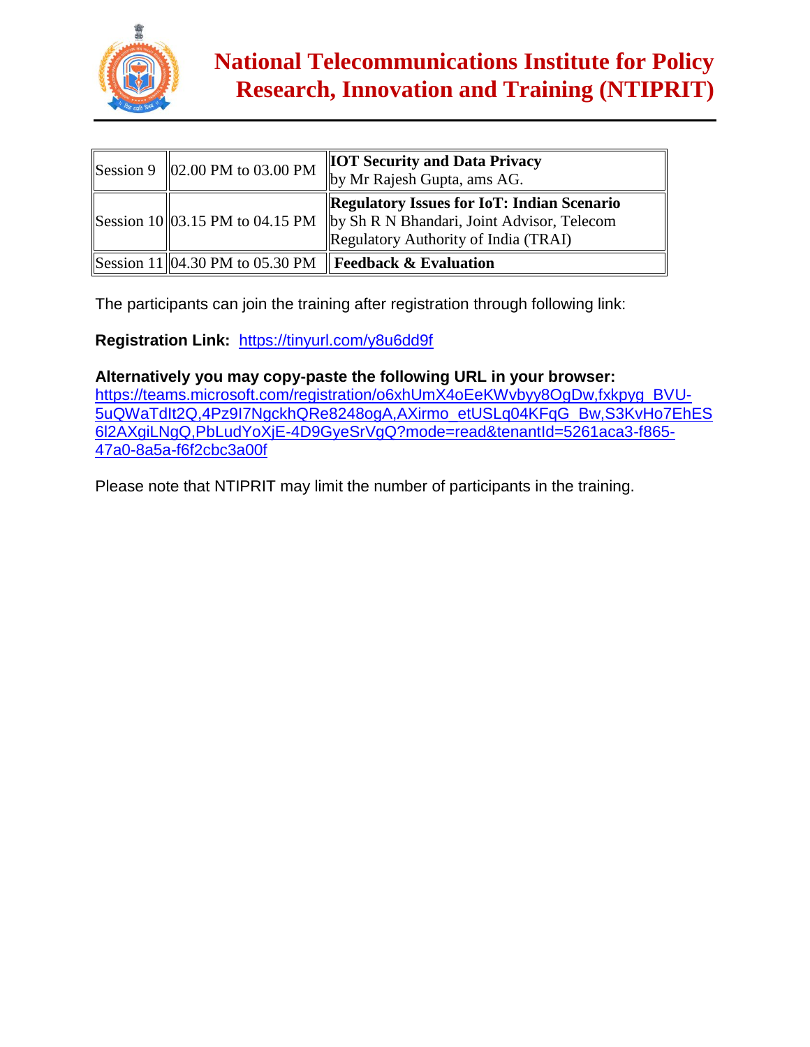# National Telecommunications Institute for Policy Research, Innovation and Training (NTIPRIT)

| | | |
|---|---|---|
| Session 9 | 02.00 PM to 03.00 PM | **IOT Security and Data Privacy** by Mr Rajesh Gupta, ams AG. |
| Session 10 | 03.15 PM to 04.15 PM | **Regulatory Issues for IoT: Indian Scenario** by Sh R N Bhandari, Joint Advisor, Telecom Regulatory Authority of India (TRAI) |
| Session 11 | 04.30 PM to 05.30 PM | **Feedback & Evaluation** |

The participants can join the training after registration through following link:

**Registration Link:** https://tinyurl.com/y8u6dd9f

**Alternatively you may copy-paste the following URL in your browser:**
https://teams.microsoft.com/registration/o6xhUmX4oEeKWvbyy8OgDw,fxkpyg_BVU-5uQWaTdIt2Q,4Pz9I7NgckhQRe8248ogA,AXirmo_etUSLq04KFqG_Bw,S3KvHo7EhES6l2AXgiLNgQ,PbLudYoXjE-4D9GyeSrVgQ?mode=read&tenantId=5261aca3-f865-47a0-8a5a-f6f2cbc3a00f

Please note that NTIPRIT may limit the number of participants in the training.